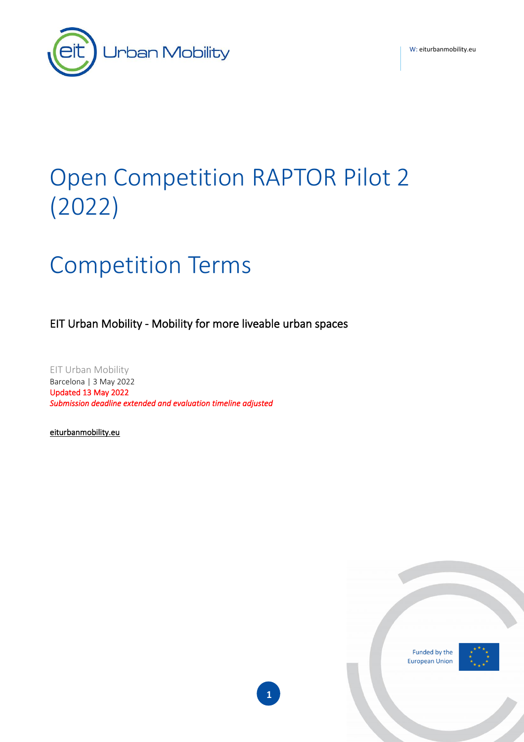W: eiturbanmobility.eu

# Open Competition RAPTOR Pilot 2 (2022)

# Competition Terms

EIT Urban Mobility - Mobility for more liveable urban spaces

EIT Urban Mobility
Barcelona | 3 May 2022
Updated 13 May 2022
*Submission deadline extended and evaluation timeline adjusted*

eiturbanmobility.eu

Funded by the European Union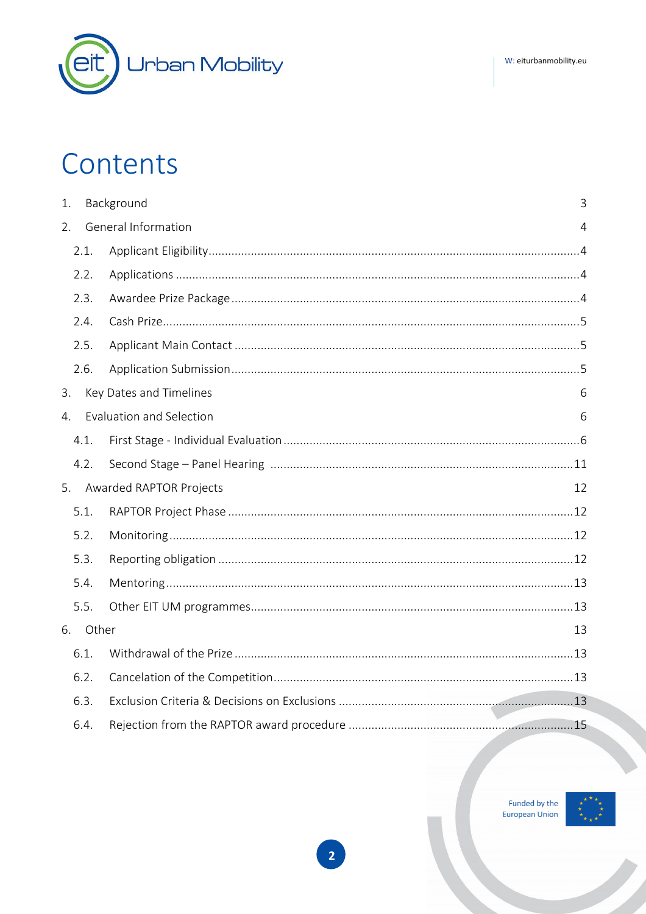# Contents

1. Background 3
2. General Information 4
   - 2.1. Applicant Eligibility 4
   - 2.2. Applications 4
   - 2.3. Awardee Prize Package 4
   - 2.4. Cash Prize 5
   - 2.5. Applicant Main Contact 5
   - 2.6. Application Submission 5
3. Key Dates and Timelines 6
4. Evaluation and Selection 6
   - 4.1. First Stage - Individual Evaluation 6
   - 4.2. Second Stage – Panel Hearing 11
5. Awarded RAPTOR Projects 12
   - 5.1. RAPTOR Project Phase 12
   - 5.2. Monitoring 12
   - 5.3. Reporting obligation 12
   - 5.4. Mentoring 13
   - 5.5. Other EIT UM programmes 13
6. Other 13
   - 6.1. Withdrawal of the Prize 13
   - 6.2. Cancelation of the Competition 13
   - 6.3. Exclusion Criteria & Decisions on Exclusions 13
   - 6.4. Rejection from the RAPTOR award procedure 15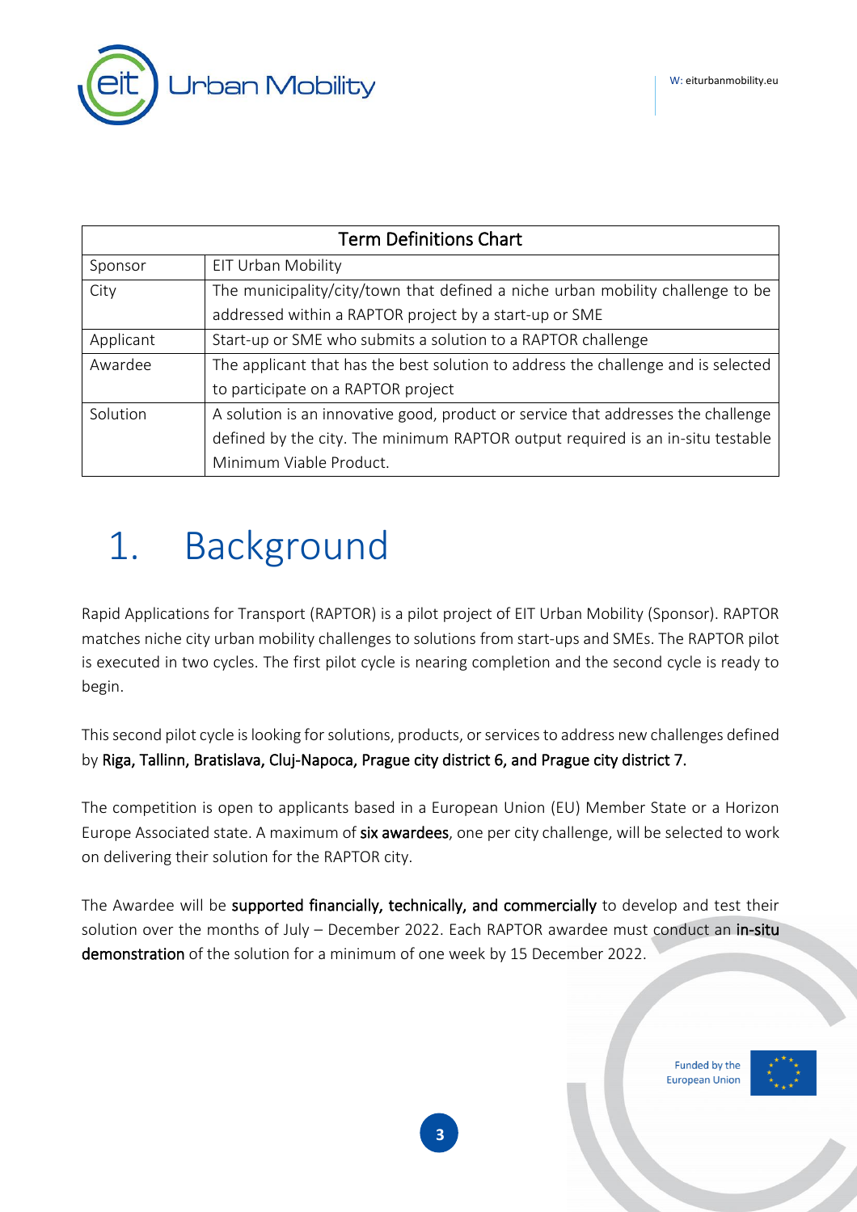| Term Definitions Chart | |
|---|---|
| Sponsor | EIT Urban Mobility |
| City | The municipality/city/town that defined a niche urban mobility challenge to be addressed within a RAPTOR project by a start-up or SME |
| Applicant | Start-up or SME who submits a solution to a RAPTOR challenge |
| Awardee | The applicant that has the best solution to address the challenge and is selected to participate on a RAPTOR project |
| Solution | A solution is an innovative good, product or service that addresses the challenge defined by the city. The minimum RAPTOR output required is an in-situ testable Minimum Viable Product. |

# 1. Background

Rapid Applications for Transport (RAPTOR) is a pilot project of EIT Urban Mobility (Sponsor). RAPTOR matches niche city urban mobility challenges to solutions from start-ups and SMEs. The RAPTOR pilot is executed in two cycles. The first pilot cycle is nearing completion and the second cycle is ready to begin.

This second pilot cycle is looking for solutions, products, or services to address new challenges defined by **Riga, Tallinn, Bratislava, Cluj-Napoca, Prague city district 6, and Prague city district 7.**

The competition is open to applicants based in a European Union (EU) Member State or a Horizon Europe Associated state. A maximum of **six awardees**, one per city challenge, will be selected to work on delivering their solution for the RAPTOR city.

The Awardee will be **supported financially, technically, and commercially** to develop and test their solution over the months of July – December 2022. Each RAPTOR awardee must conduct an **in-situ demonstration** of the solution for a minimum of one week by 15 December 2022.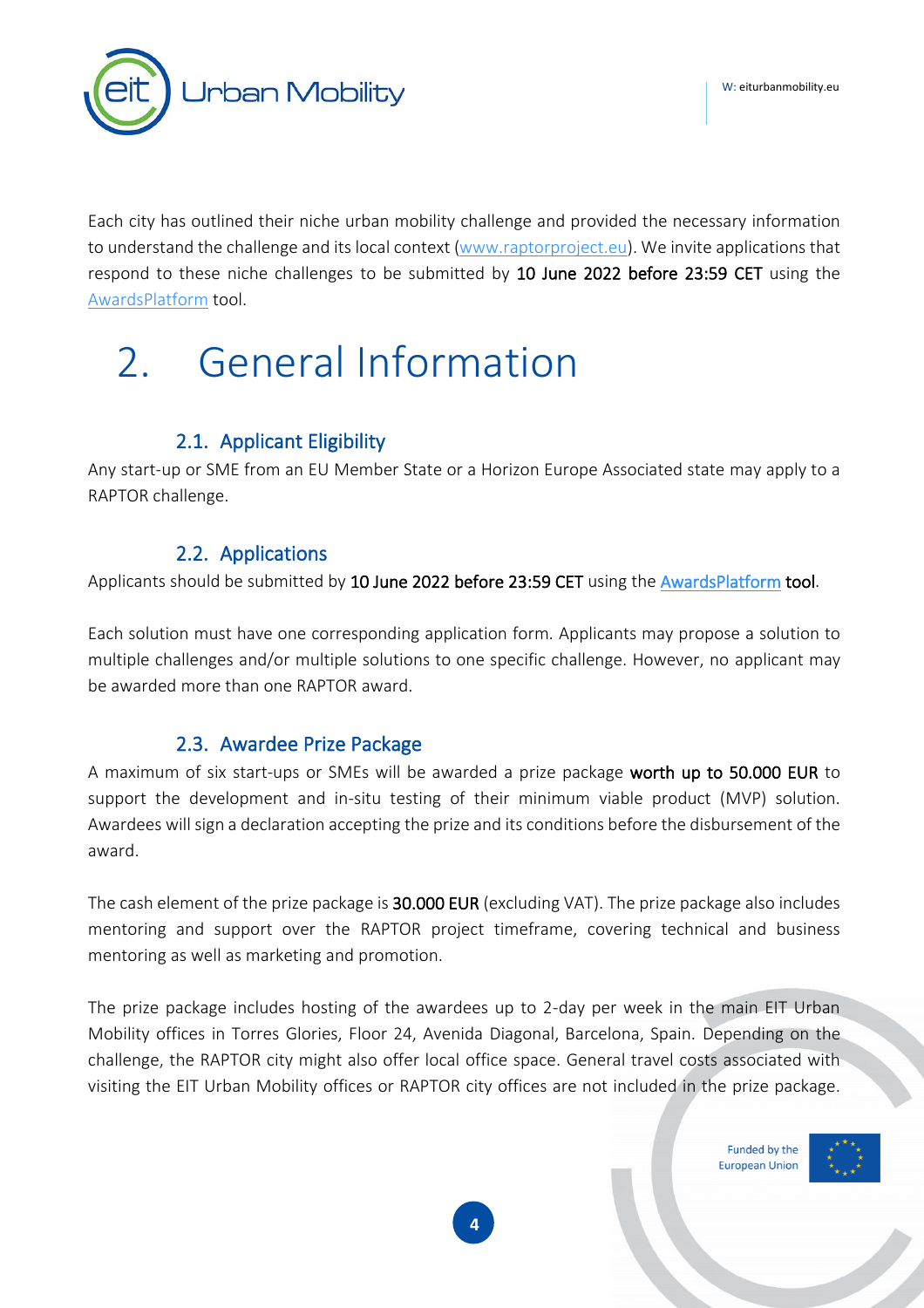Each city has outlined their niche urban mobility challenge and provided the necessary information to understand the challenge and its local context ([www.raptorproject.eu](www.raptorproject.eu)). We invite applications that respond to these niche challenges to be submitted by **10 June 2022 before 23:59 CET** using the [AwardsPlatform](AwardsPlatform) tool.

# 2. General Information

## 2.1. Applicant Eligibility

Any start-up or SME from an EU Member State or a Horizon Europe Associated state may apply to a RAPTOR challenge.

## 2.2. Applications

Applicants should be submitted by **10 June 2022 before 23:59 CET** using the [AwardsPlatform](AwardsPlatform) **tool**.

Each solution must have one corresponding application form. Applicants may propose a solution to multiple challenges and/or multiple solutions to one specific challenge. However, no applicant may be awarded more than one RAPTOR award.

## 2.3. Awardee Prize Package

A maximum of six start-ups or SMEs will be awarded a prize package **worth up to 50.000 EUR** to support the development and in-situ testing of their minimum viable product (MVP) solution. Awardees will sign a declaration accepting the prize and its conditions before the disbursement of the award.

The cash element of the prize package is **30.000 EUR** (excluding VAT). The prize package also includes mentoring and support over the RAPTOR project timeframe, covering technical and business mentoring as well as marketing and promotion.

The prize package includes hosting of the awardees up to 2-day per week in the main EIT Urban Mobility offices in Torres Glories, Floor 24, Avenida Diagonal, Barcelona, Spain. Depending on the challenge, the RAPTOR city might also offer local office space. General travel costs associated with visiting the EIT Urban Mobility offices or RAPTOR city offices are not included in the prize package.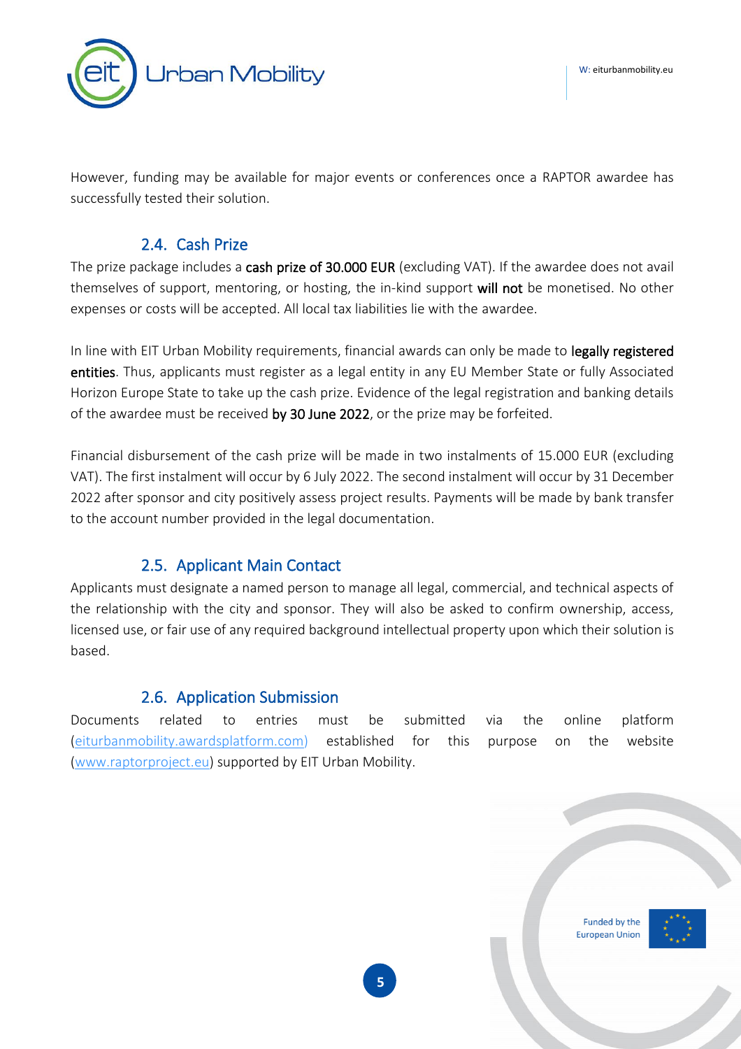However, funding may be available for major events or conferences once a RAPTOR awardee has successfully tested their solution.

### 2.4. Cash Prize

The prize package includes a **cash prize of 30.000 EUR** (excluding VAT). If the awardee does not avail themselves of support, mentoring, or hosting, the in-kind support **will not** be monetised. No other expenses or costs will be accepted. All local tax liabilities lie with the awardee.

In line with EIT Urban Mobility requirements, financial awards can only be made to **legally registered entities**. Thus, applicants must register as a legal entity in any EU Member State or fully Associated Horizon Europe State to take up the cash prize. Evidence of the legal registration and banking details of the awardee must be received **by 30 June 2022**, or the prize may be forfeited.

Financial disbursement of the cash prize will be made in two instalments of 15.000 EUR (excluding VAT). The first instalment will occur by 6 July 2022. The second instalment will occur by 31 December 2022 after sponsor and city positively assess project results. Payments will be made by bank transfer to the account number provided in the legal documentation.

### 2.5. Applicant Main Contact

Applicants must designate a named person to manage all legal, commercial, and technical aspects of the relationship with the city and sponsor. They will also be asked to confirm ownership, access, licensed use, or fair use of any required background intellectual property upon which their solution is based.

### 2.6. Application Submission

Documents related to entries must be submitted via the online platform (eiturbanmobility.awardsplatform.com) established for this purpose on the website (www.raptorproject.eu) supported by EIT Urban Mobility.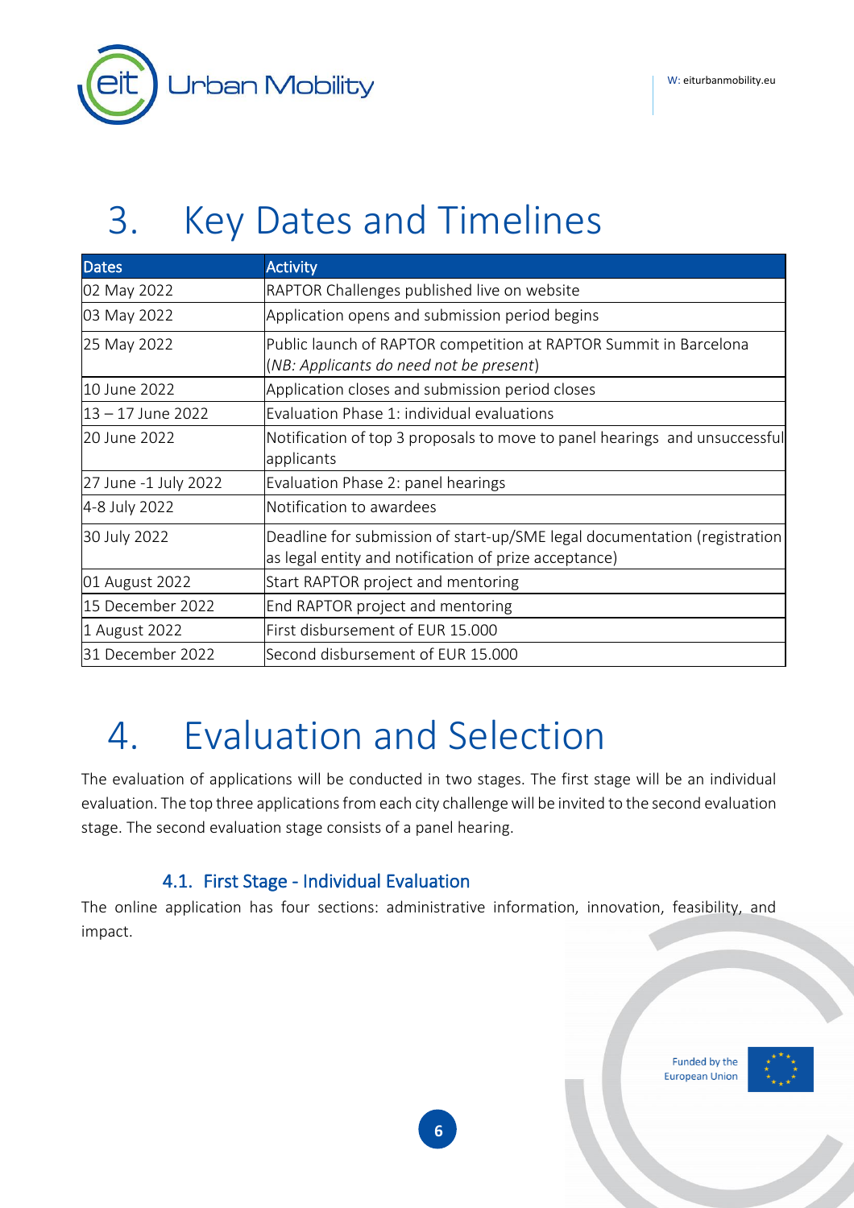# 3. Key Dates and Timelines

| Dates | Activity |
|---|---|
| 02 May 2022 | RAPTOR Challenges published live on website |
| 03 May 2022 | Application opens and submission period begins |
| 25 May 2022 | Public launch of RAPTOR competition at RAPTOR Summit in Barcelona (*NB: Applicants do need not be present*) |
| 10 June 2022 | Application closes and submission period closes |
| 13 – 17 June 2022 | Evaluation Phase 1: individual evaluations |
| 20 June 2022 | Notification of top 3 proposals to move to panel hearings and unsuccessful applicants |
| 27 June -1 July 2022 | Evaluation Phase 2: panel hearings |
| 4-8 July 2022 | Notification to awardees |
| 30 July 2022 | Deadline for submission of start-up/SME legal documentation (registration as legal entity and notification of prize acceptance) |
| 01 August 2022 | Start RAPTOR project and mentoring |
| 15 December 2022 | End RAPTOR project and mentoring |
| 1 August 2022 | First disbursement of EUR 15.000 |
| 31 December 2022 | Second disbursement of EUR 15.000 |

# 4. Evaluation and Selection

The evaluation of applications will be conducted in two stages. The first stage will be an individual evaluation. The top three applications from each city challenge will be invited to the second evaluation stage. The second evaluation stage consists of a panel hearing.

## 4.1. First Stage - Individual Evaluation

The online application has four sections: administrative information, innovation, feasibility, and impact.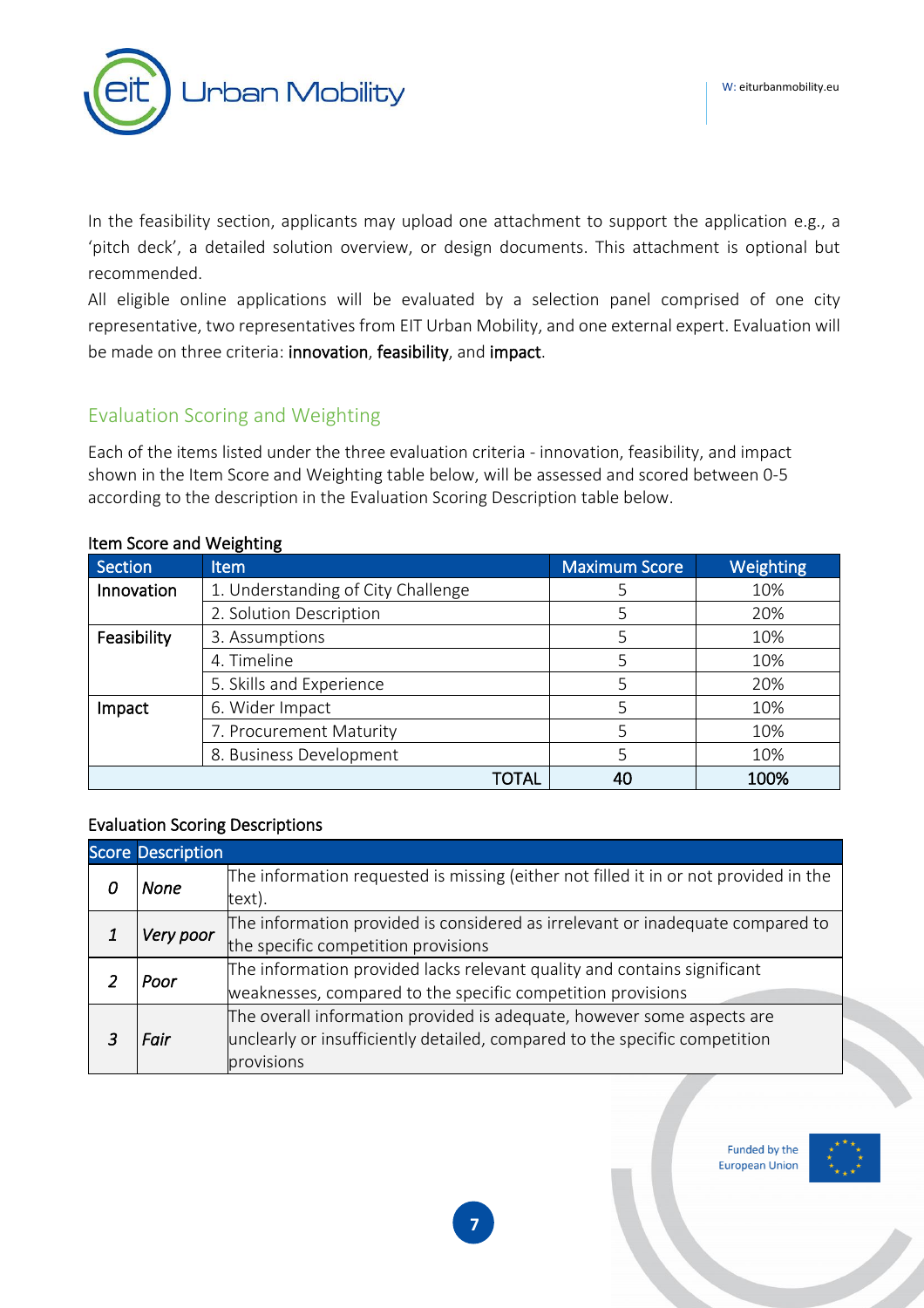In the feasibility section, applicants may upload one attachment to support the application e.g., a 'pitch deck', a detailed solution overview, or design documents. This attachment is optional but recommended.

All eligible online applications will be evaluated by a selection panel comprised of one city representative, two representatives from EIT Urban Mobility, and one external expert. Evaluation will be made on three criteria: **innovation**, **feasibility**, and **impact**.

## Evaluation Scoring and Weighting

Each of the items listed under the three evaluation criteria - innovation, feasibility, and impact shown in the Item Score and Weighting table below, will be assessed and scored between 0-5 according to the description in the Evaluation Scoring Description table below.

**Item Score and Weighting**

| Section | Item | Maximum Score | Weighting |
|---|---|---|---|
| **Innovation** | 1. Understanding of City Challenge | 5 | 10% |
| | 2. Solution Description | 5 | 20% |
| **Feasibility** | 3. Assumptions | 5 | 10% |
| | 4. Timeline | 5 | 10% |
| | 5. Skills and Experience | 5 | 20% |
| **Impact** | 6. Wider Impact | 5 | 10% |
| | 7. Procurement Maturity | 5 | 10% |
| | 8. Business Development | 5 | 10% |
| | **TOTAL** | **40** | **100%** |

**Evaluation Scoring Descriptions**

| Score | Description | |
|---|---|---|
| *0* | *None* | The information requested is missing (either not filled it in or not provided in the text). |
| *1* | *Very poor* | The information provided is considered as irrelevant or inadequate compared to the specific competition provisions |
| *2* | *Poor* | The information provided lacks relevant quality and contains significant weaknesses, compared to the specific competition provisions |
| *3* | *Fair* | The overall information provided is adequate, however some aspects are unclearly or insufficiently detailed, compared to the specific competition provisions |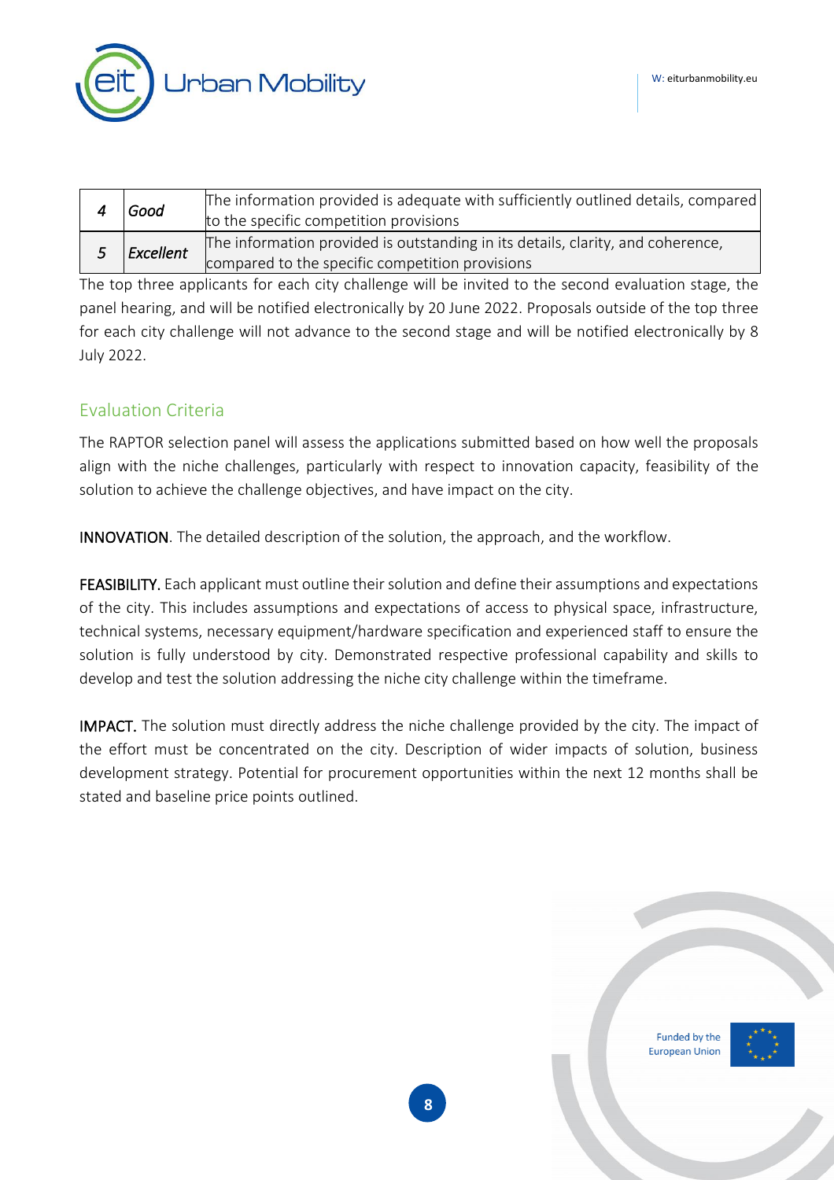| 4 | *Good* | The information provided is adequate with sufficiently outlined details, compared to the specific competition provisions |
|---|---|---|
| 5 | *Excellent* | The information provided is outstanding in its details, clarity, and coherence, compared to the specific competition provisions |

The top three applicants for each city challenge will be invited to the second evaluation stage, the panel hearing, and will be notified electronically by 20 June 2022. Proposals outside of the top three for each city challenge will not advance to the second stage and will be notified electronically by 8 July 2022.

## Evaluation Criteria

The RAPTOR selection panel will assess the applications submitted based on how well the proposals align with the niche challenges, particularly with respect to innovation capacity, feasibility of the solution to achieve the challenge objectives, and have impact on the city.

**INNOVATION**. The detailed description of the solution, the approach, and the workflow.

**FEASIBILITY.** Each applicant must outline their solution and define their assumptions and expectations of the city. This includes assumptions and expectations of access to physical space, infrastructure, technical systems, necessary equipment/hardware specification and experienced staff to ensure the solution is fully understood by city. Demonstrated respective professional capability and skills to develop and test the solution addressing the niche city challenge within the timeframe.

**IMPACT.** The solution must directly address the niche challenge provided by the city. The impact of the effort must be concentrated on the city. Description of wider impacts of solution, business development strategy. Potential for procurement opportunities within the next 12 months shall be stated and baseline price points outlined.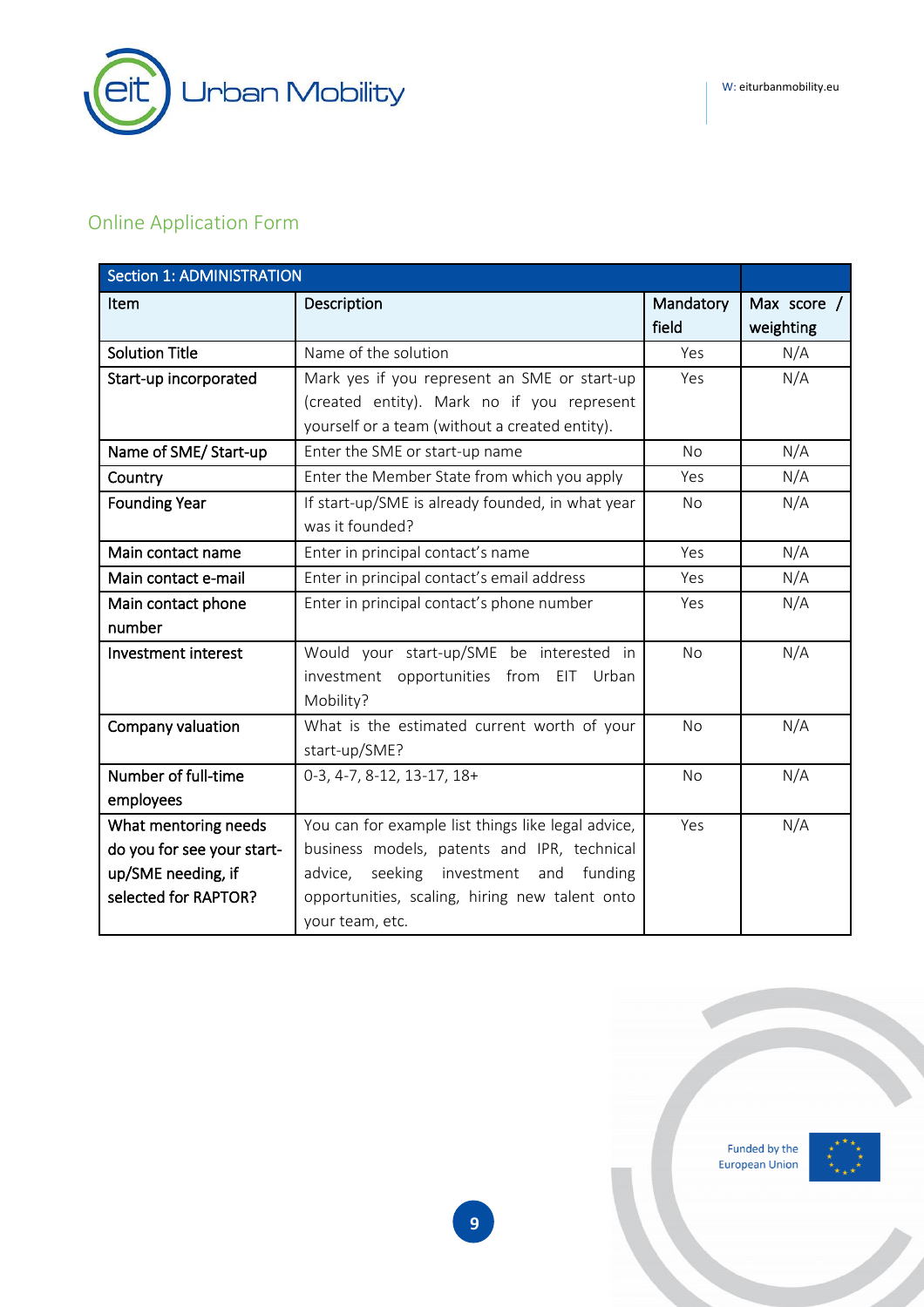## Online Application Form

| Section 1: ADMINISTRATION | | | |
|---|---|---|---|
| Item | Description | Mandatory field | Max score / weighting |
| Solution Title | Name of the solution | Yes | N/A |
| Start-up incorporated | Mark yes if you represent an SME or start-up (created entity). Mark no if you represent yourself or a team (without a created entity). | Yes | N/A |
| Name of SME/ Start-up | Enter the SME or start-up name | No | N/A |
| Country | Enter the Member State from which you apply | Yes | N/A |
| Founding Year | If start-up/SME is already founded, in what year was it founded? | No | N/A |
| Main contact name | Enter in principal contact's name | Yes | N/A |
| Main contact e-mail | Enter in principal contact's email address | Yes | N/A |
| Main contact phone number | Enter in principal contact's phone number | Yes | N/A |
| Investment interest | Would your start-up/SME be interested in investment opportunities from EIT Urban Mobility? | No | N/A |
| Company valuation | What is the estimated current worth of your start-up/SME? | No | N/A |
| Number of full-time employees | 0-3, 4-7, 8-12, 13-17, 18+ | No | N/A |
| What mentoring needs do you for see your start-up/SME needing, if selected for RAPTOR? | You can for example list things like legal advice, business models, patents and IPR, technical advice, seeking investment and funding opportunities, scaling, hiring new talent onto your team, etc. | Yes | N/A |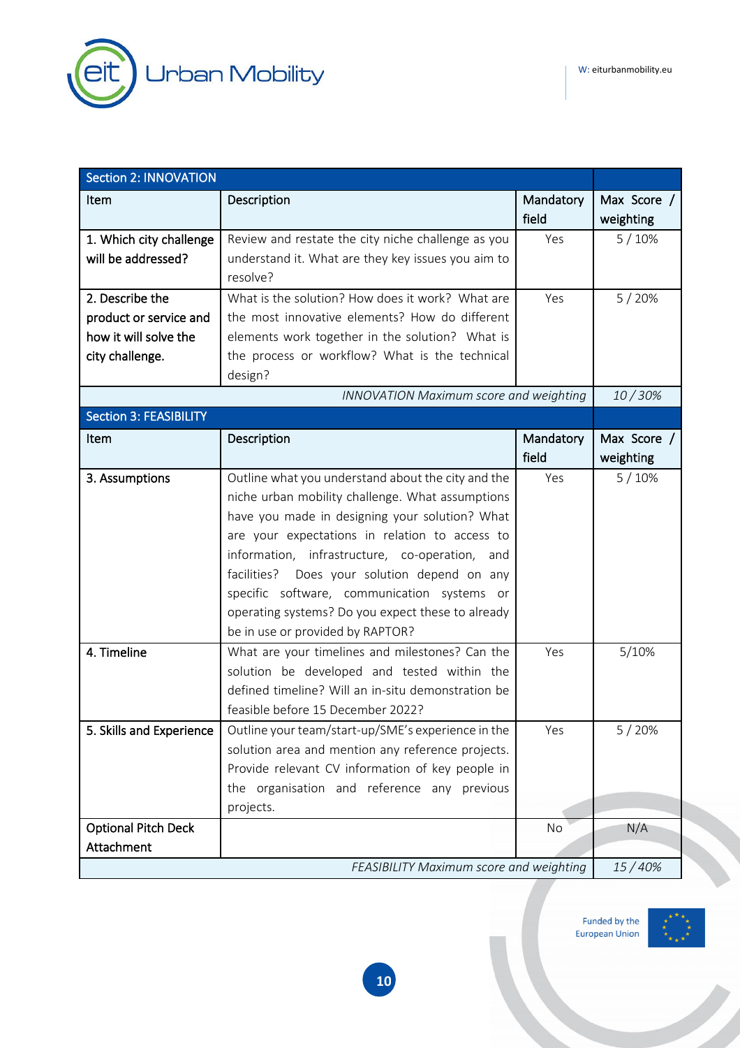| Section 2: INNOVATION | | | |
|---|---|---|---|
| Item | Description | Mandatory field | Max Score / weighting |
| 1. Which city challenge will be addressed? | Review and restate the city niche challenge as you understand it. What are they key issues you aim to resolve? | Yes | 5 / 10% |
| 2. Describe the product or service and how it will solve the city challenge. | What is the solution? How does it work? What are the most innovative elements? How do different elements work together in the solution? What is the process or workflow? What is the technical design? | Yes | 5 / 20% |
| | *INNOVATION Maximum score and weighting* | | *10 / 30%* |
| **Section 3: FEASIBILITY** | | | |
| Item | Description | Mandatory field | Max Score / weighting |
| 3. Assumptions | Outline what you understand about the city and the niche urban mobility challenge. What assumptions have you made in designing your solution? What are your expectations in relation to access to information, infrastructure, co-operation, and facilities? Does your solution depend on any specific software, communication systems or operating systems? Do you expect these to already be in use or provided by RAPTOR? | Yes | 5 / 10% |
| 4. Timeline | What are your timelines and milestones? Can the solution be developed and tested within the defined timeline? Will an in-situ demonstration be feasible before 15 December 2022? | Yes | 5/10% |
| 5. Skills and Experience | Outline your team/start-up/SME's experience in the solution area and mention any reference projects. Provide relevant CV information of key people in the organisation and reference any previous projects. | Yes | 5 / 20% |
| Optional Pitch Deck Attachment | | No | N/A |
| | *FEASIBILITY Maximum score and weighting* | | *15 / 40%* |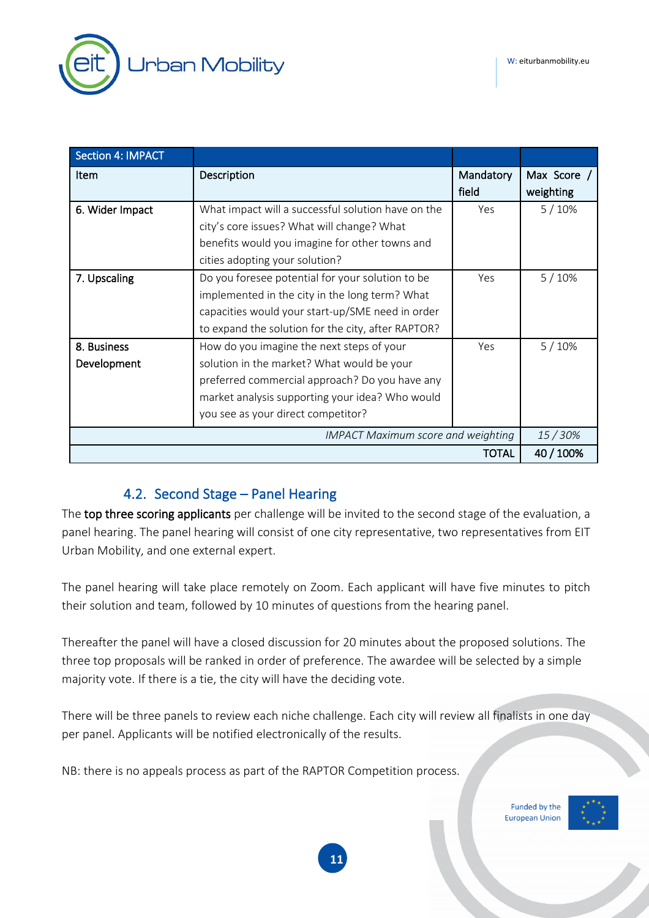| Section 4: IMPACT | | | |
|---|---|---|---|
| Item | Description | Mandatory field | Max Score / weighting |
| 6. Wider Impact | What impact will a successful solution have on the city's core issues? What will change? What benefits would you imagine for other towns and cities adopting your solution? | Yes | 5 / 10% |
| 7. Upscaling | Do you foresee potential for your solution to be implemented in the city in the long term? What capacities would your start-up/SME need in order to expand the solution for the city, after RAPTOR? | Yes | 5 / 10% |
| 8. Business Development | How do you imagine the next steps of your solution in the market? What would be your preferred commercial approach? Do you have any market analysis supporting your idea? Who would you see as your direct competitor? | Yes | 5 / 10% |
| | | *IMPACT Maximum score and weighting* | *15 / 30%* |
| | | TOTAL | 40 / 100% |

### 4.2. Second Stage – Panel Hearing

The top three scoring applicants per challenge will be invited to the second stage of the evaluation, a panel hearing. The panel hearing will consist of one city representative, two representatives from EIT Urban Mobility, and one external expert.

The panel hearing will take place remotely on Zoom. Each applicant will have five minutes to pitch their solution and team, followed by 10 minutes of questions from the hearing panel.

Thereafter the panel will have a closed discussion for 20 minutes about the proposed solutions. The three top proposals will be ranked in order of preference. The awardee will be selected by a simple majority vote. If there is a tie, the city will have the deciding vote.

There will be three panels to review each niche challenge. Each city will review all finalists in one day per panel. Applicants will be notified electronically of the results.

NB: there is no appeals process as part of the RAPTOR Competition process.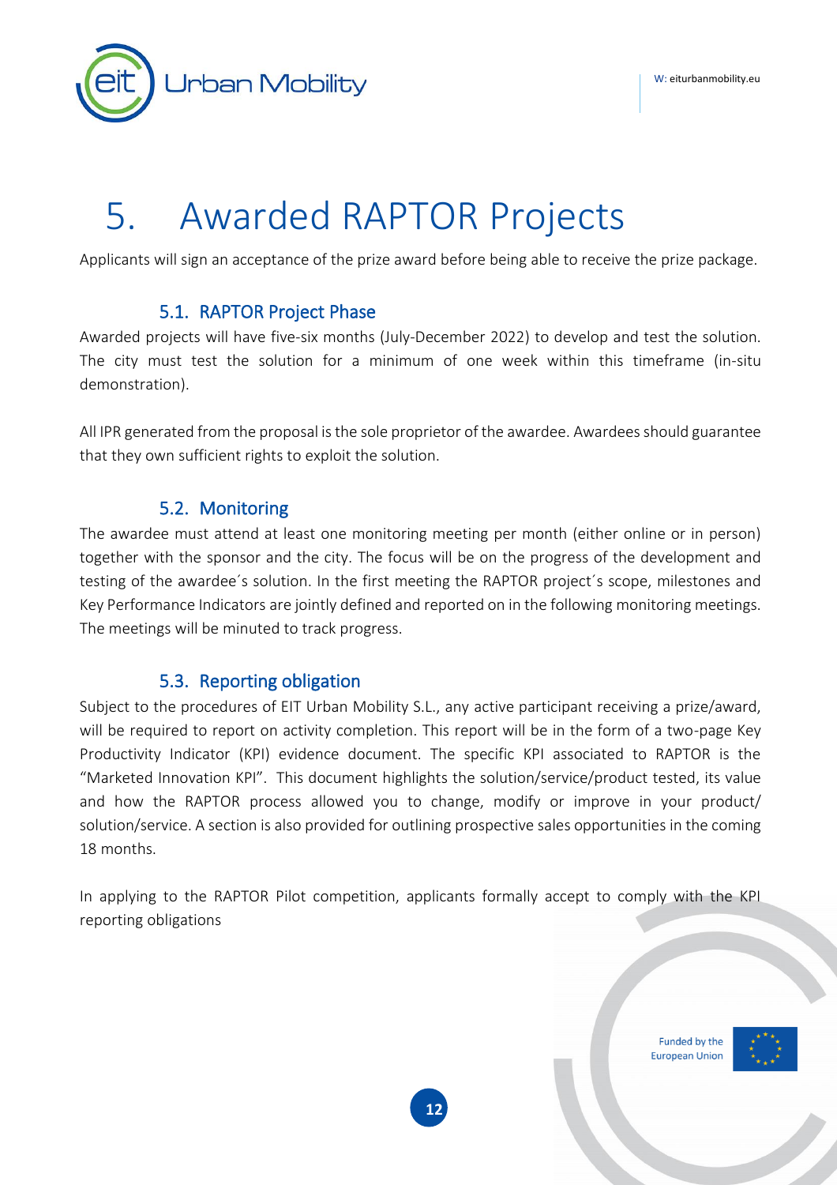// transcription
# 5. Awarded RAPTOR Projects

Applicants will sign an acceptance of the prize award before being able to receive the prize package.

## 5.1. RAPTOR Project Phase

Awarded projects will have five-six months (July-December 2022) to develop and test the solution. The city must test the solution for a minimum of one week within this timeframe (in-situ demonstration).

All IPR generated from the proposal is the sole proprietor of the awardee. Awardees should guarantee that they own sufficient rights to exploit the solution.

## 5.2. Monitoring

The awardee must attend at least one monitoring meeting per month (either online or in person) together with the sponsor and the city. The focus will be on the progress of the development and testing of the awardee´s solution. In the first meeting the RAPTOR project´s scope, milestones and Key Performance Indicators are jointly defined and reported on in the following monitoring meetings. The meetings will be minuted to track progress.

## 5.3. Reporting obligation

Subject to the procedures of EIT Urban Mobility S.L., any active participant receiving a prize/award, will be required to report on activity completion. This report will be in the form of a two-page Key Productivity Indicator (KPI) evidence document. The specific KPI associated to RAPTOR is the "Marketed Innovation KPI". This document highlights the solution/service/product tested, its value and how the RAPTOR process allowed you to change, modify or improve in your product/ solution/service. A section is also provided for outlining prospective sales opportunities in the coming 18 months.

In applying to the RAPTOR Pilot competition, applicants formally accept to comply with the KPI reporting obligations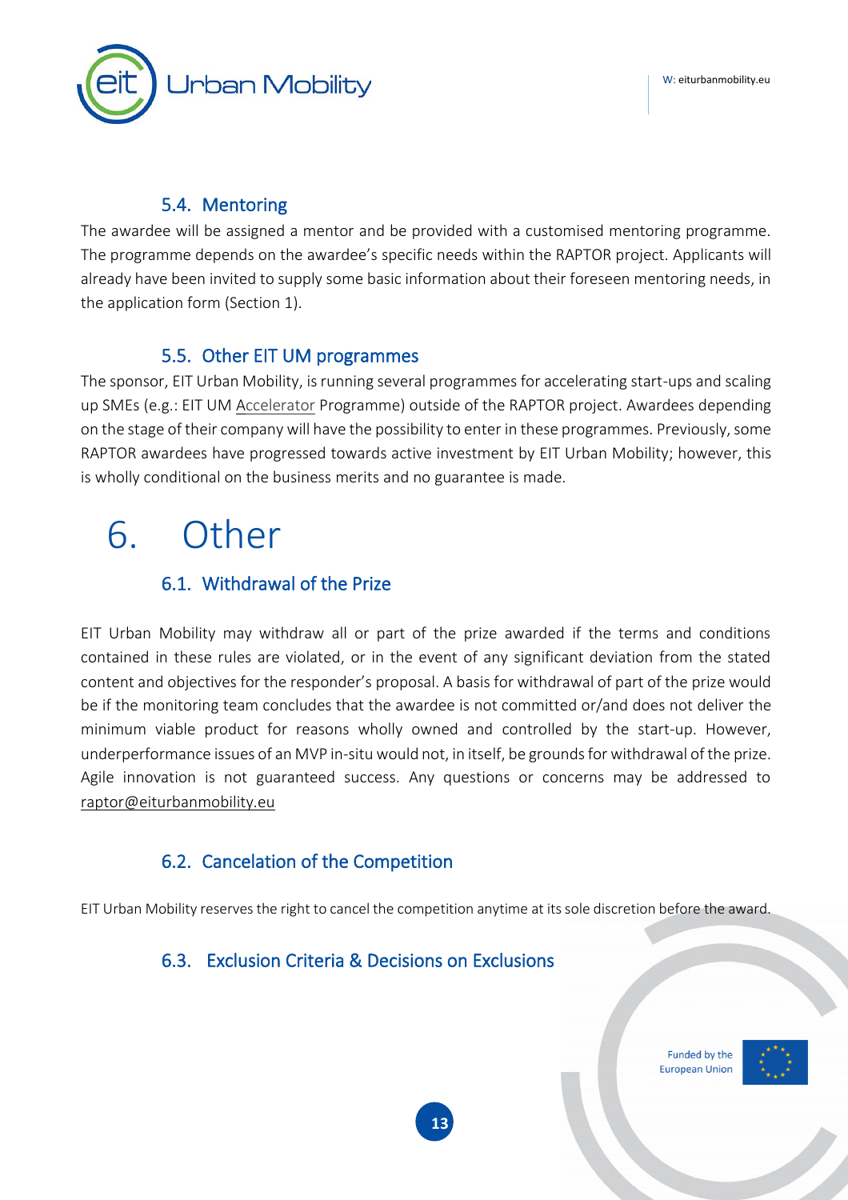### 5.4. Mentoring

The awardee will be assigned a mentor and be provided with a customised mentoring programme. The programme depends on the awardee's specific needs within the RAPTOR project. Applicants will already have been invited to supply some basic information about their foreseen mentoring needs, in the application form (Section 1).

### 5.5. Other EIT UM programmes

The sponsor, EIT Urban Mobility, is running several programmes for accelerating start-ups and scaling up SMEs (e.g.: EIT UM Accelerator Programme) outside of the RAPTOR project. Awardees depending on the stage of their company will have the possibility to enter in these programmes. Previously, some RAPTOR awardees have progressed towards active investment by EIT Urban Mobility; however, this is wholly conditional on the business merits and no guarantee is made.

# 6. Other

### 6.1. Withdrawal of the Prize

EIT Urban Mobility may withdraw all or part of the prize awarded if the terms and conditions contained in these rules are violated, or in the event of any significant deviation from the stated content and objectives for the responder's proposal. A basis for withdrawal of part of the prize would be if the monitoring team concludes that the awardee is not committed or/and does not deliver the minimum viable product for reasons wholly owned and controlled by the start-up. However, underperformance issues of an MVP in-situ would not, in itself, be grounds for withdrawal of the prize. Agile innovation is not guaranteed success. Any questions or concerns may be addressed to raptor@eiturbanmobility.eu

### 6.2. Cancelation of the Competition

EIT Urban Mobility reserves the right to cancel the competition anytime at its sole discretion before the award.

### 6.3. Exclusion Criteria & Decisions on Exclusions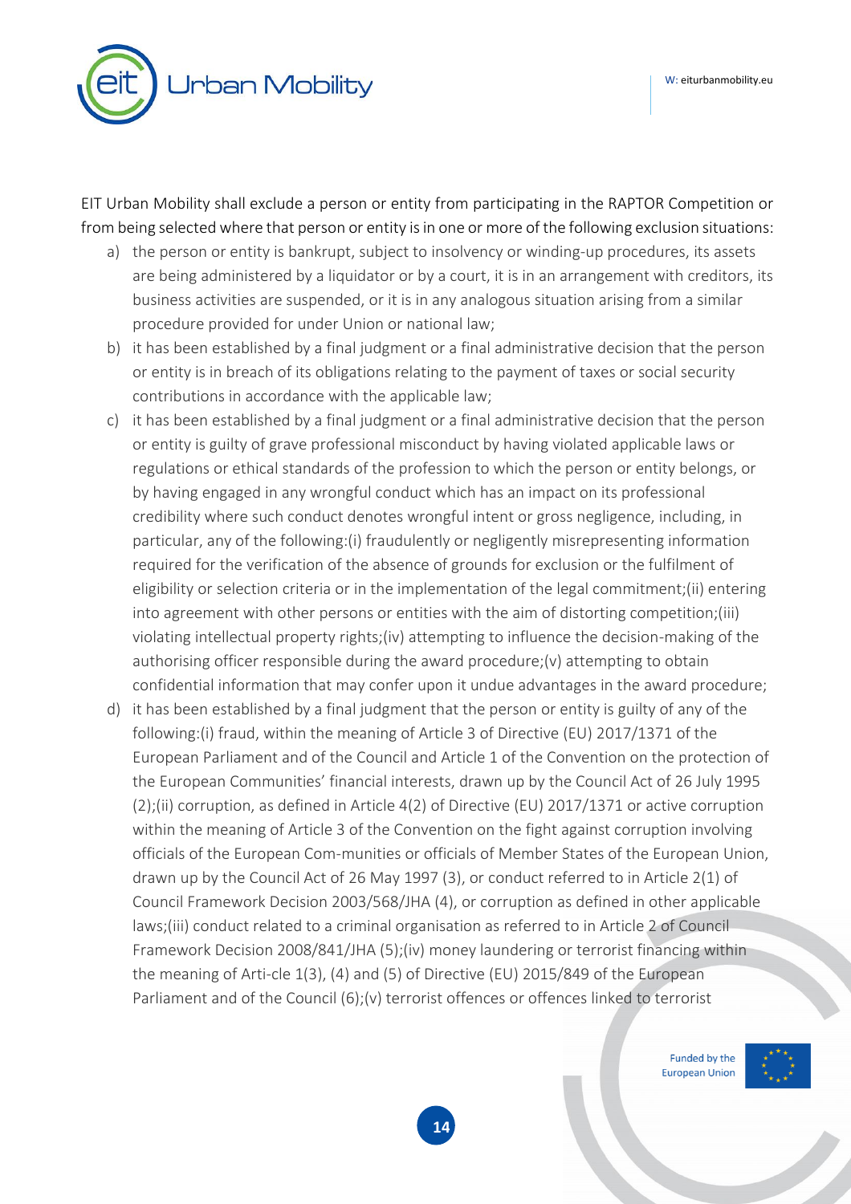EIT Urban Mobility shall exclude a person or entity from participating in the RAPTOR Competition or from being selected where that person or entity is in one or more of the following exclusion situations:

a) the person or entity is bankrupt, subject to insolvency or winding-up procedures, its assets are being administered by a liquidator or by a court, it is in an arrangement with creditors, its business activities are suspended, or it is in any analogous situation arising from a similar procedure provided for under Union or national law;
b) it has been established by a final judgment or a final administrative decision that the person or entity is in breach of its obligations relating to the payment of taxes or social security contributions in accordance with the applicable law;
c) it has been established by a final judgment or a final administrative decision that the person or entity is guilty of grave professional misconduct by having violated applicable laws or regulations or ethical standards of the profession to which the person or entity belongs, or by having engaged in any wrongful conduct which has an impact on its professional credibility where such conduct denotes wrongful intent or gross negligence, including, in particular, any of the following:(i) fraudulently or negligently misrepresenting information required for the verification of the absence of grounds for exclusion or the fulfilment of eligibility or selection criteria or in the implementation of the legal commitment;(ii) entering into agreement with other persons or entities with the aim of distorting competition;(iii) violating intellectual property rights;(iv) attempting to influence the decision-making of the authorising officer responsible during the award procedure;(v) attempting to obtain confidential information that may confer upon it undue advantages in the award procedure;
d) it has been established by a final judgment that the person or entity is guilty of any of the following:(i) fraud, within the meaning of Article 3 of Directive (EU) 2017/1371 of the European Parliament and of the Council and Article 1 of the Convention on the protection of the European Communities' financial interests, drawn up by the Council Act of 26 July 1995 (2);(ii) corruption, as defined in Article 4(2) of Directive (EU) 2017/1371 or active corruption within the meaning of Article 3 of the Convention on the fight against corruption involving officials of the European Com-munities or officials of Member States of the European Union, drawn up by the Council Act of 26 May 1997 (3), or conduct referred to in Article 2(1) of Council Framework Decision 2003/568/JHA (4), or corruption as defined in other applicable laws;(iii) conduct related to a criminal organisation as referred to in Article 2 of Council Framework Decision 2008/841/JHA (5);(iv) money laundering or terrorist financing within the meaning of Arti-cle 1(3), (4) and (5) of Directive (EU) 2015/849 of the European Parliament and of the Council (6);(v) terrorist offences or offences linked to terrorist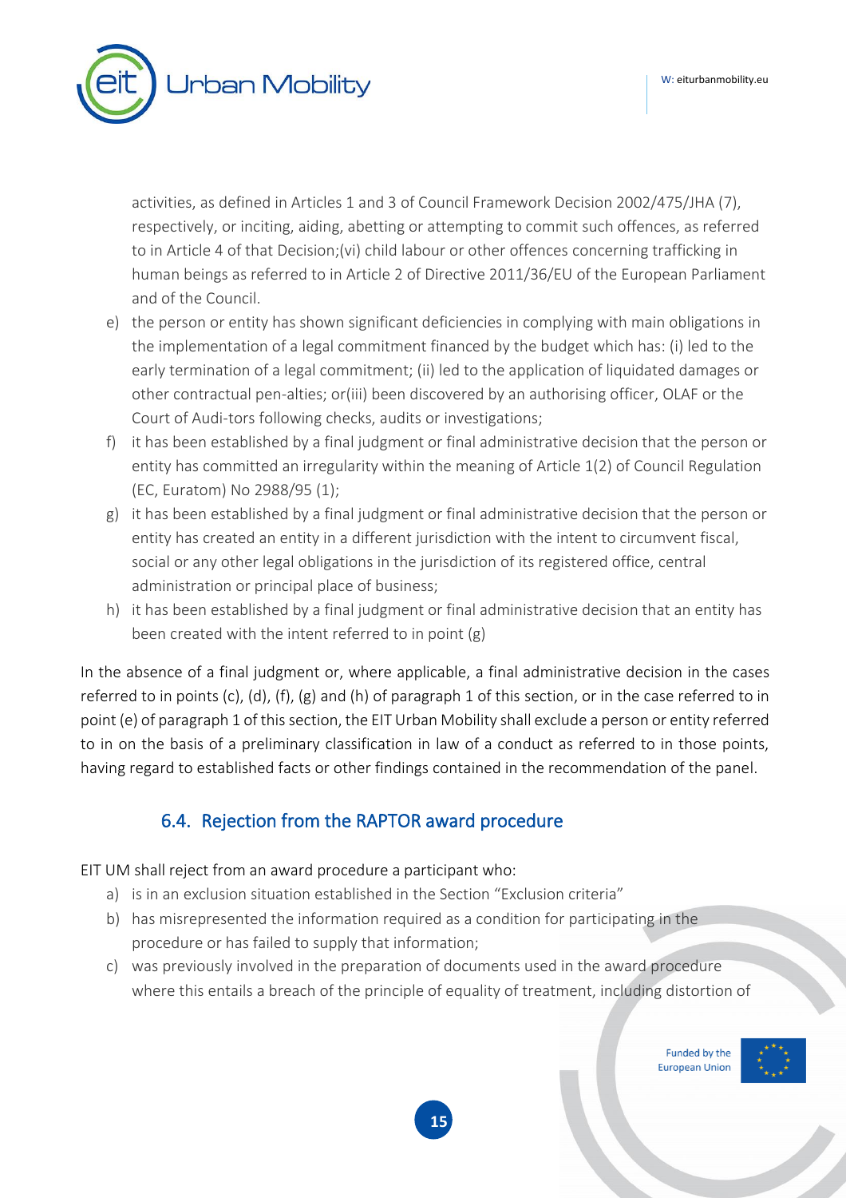activities, as defined in Articles 1 and 3 of Council Framework Decision 2002/475/JHA (7), respectively, or inciting, aiding, abetting or attempting to commit such offences, as referred to in Article 4 of that Decision;(vi) child labour or other offences concerning trafficking in human beings as referred to in Article 2 of Directive 2011/36/EU of the European Parliament and of the Council.

e) the person or entity has shown significant deficiencies in complying with main obligations in the implementation of a legal commitment financed by the budget which has: (i) led to the early termination of a legal commitment; (ii) led to the application of liquidated damages or other contractual pen-alties; or(iii) been discovered by an authorising officer, OLAF or the Court of Audi-tors following checks, audits or investigations;
f) it has been established by a final judgment or final administrative decision that the person or entity has committed an irregularity within the meaning of Article 1(2) of Council Regulation (EC, Euratom) No 2988/95 (1);
g) it has been established by a final judgment or final administrative decision that the person or entity has created an entity in a different jurisdiction with the intent to circumvent fiscal, social or any other legal obligations in the jurisdiction of its registered office, central administration or principal place of business;
h) it has been established by a final judgment or final administrative decision that an entity has been created with the intent referred to in point (g)

In the absence of a final judgment or, where applicable, a final administrative decision in the cases referred to in points (c), (d), (f), (g) and (h) of paragraph 1 of this section, or in the case referred to in point (e) of paragraph 1 of this section, the EIT Urban Mobility shall exclude a person or entity referred to in on the basis of a preliminary classification in law of a conduct as referred to in those points, having regard to established facts or other findings contained in the recommendation of the panel.

## 6.4. Rejection from the RAPTOR award procedure

EIT UM shall reject from an award procedure a participant who:

a) is in an exclusion situation established in the Section "Exclusion criteria"
b) has misrepresented the information required as a condition for participating in the procedure or has failed to supply that information;
c) was previously involved in the preparation of documents used in the award procedure where this entails a breach of the principle of equality of treatment, including distortion of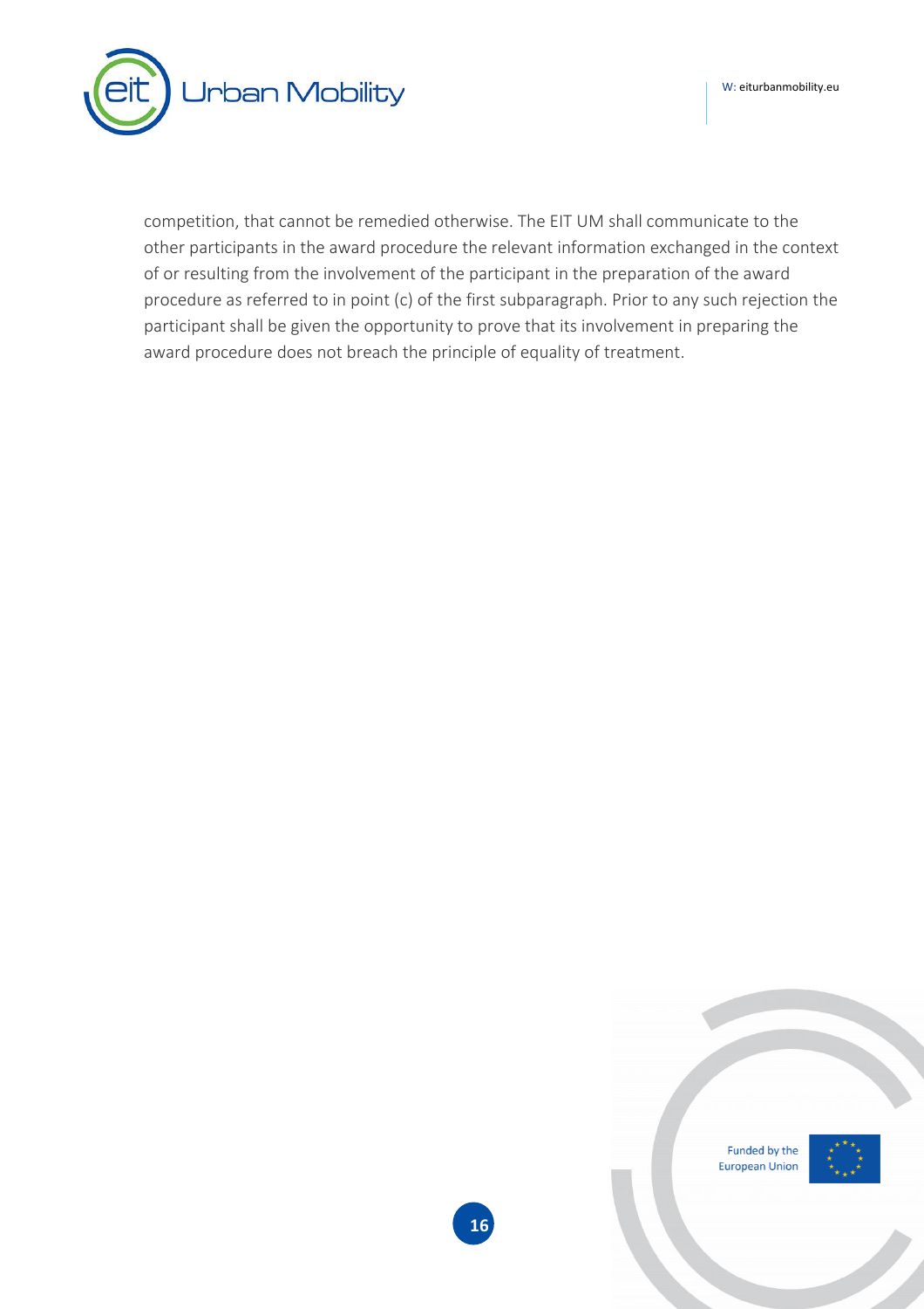competition, that cannot be remedied otherwise. The EIT UM shall communicate to the other participants in the award procedure the relevant information exchanged in the context of or resulting from the involvement of the participant in the preparation of the award procedure as referred to in point (c) of the first subparagraph. Prior to any such rejection the participant shall be given the opportunity to prove that its involvement in preparing the award procedure does not breach the principle of equality of treatment.